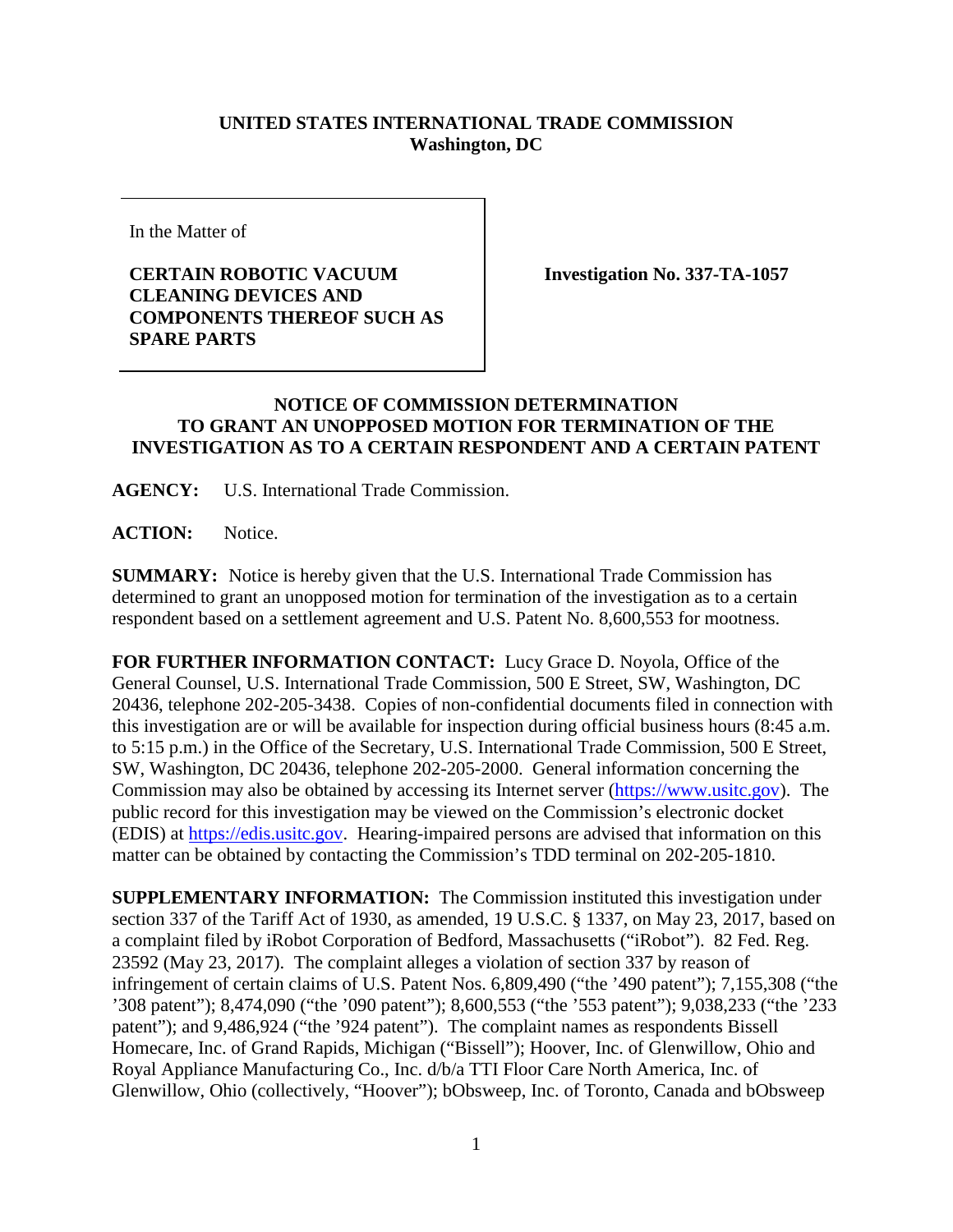**UNITED STATES INTERNATIONAL TRADE COMMISSION**
**Washington, DC**

In the Matter of

**CERTAIN ROBOTIC VACUUM CLEANING DEVICES AND COMPONENTS THEREOF SUCH AS SPARE PARTS**

**Investigation No. 337-TA-1057**

**NOTICE OF COMMISSION DETERMINATION TO GRANT AN UNOPPOSED MOTION FOR TERMINATION OF THE INVESTIGATION AS TO A CERTAIN RESPONDENT AND A CERTAIN PATENT**

**AGENCY:** U.S. International Trade Commission.

**ACTION:** Notice.

**SUMMARY:** Notice is hereby given that the U.S. International Trade Commission has determined to grant an unopposed motion for termination of the investigation as to a certain respondent based on a settlement agreement and U.S. Patent No. 8,600,553 for mootness.

**FOR FURTHER INFORMATION CONTACT:** Lucy Grace D. Noyola, Office of the General Counsel, U.S. International Trade Commission, 500 E Street, SW, Washington, DC 20436, telephone 202-205-3438. Copies of non-confidential documents filed in connection with this investigation are or will be available for inspection during official business hours (8:45 a.m. to 5:15 p.m.) in the Office of the Secretary, U.S. International Trade Commission, 500 E Street, SW, Washington, DC 20436, telephone 202-205-2000. General information concerning the Commission may also be obtained by accessing its Internet server (https://www.usitc.gov). The public record for this investigation may be viewed on the Commission's electronic docket (EDIS) at https://edis.usitc.gov. Hearing-impaired persons are advised that information on this matter can be obtained by contacting the Commission's TDD terminal on 202-205-1810.

**SUPPLEMENTARY INFORMATION:** The Commission instituted this investigation under section 337 of the Tariff Act of 1930, as amended, 19 U.S.C. § 1337, on May 23, 2017, based on a complaint filed by iRobot Corporation of Bedford, Massachusetts ("iRobot"). 82 Fed. Reg. 23592 (May 23, 2017). The complaint alleges a violation of section 337 by reason of infringement of certain claims of U.S. Patent Nos. 6,809,490 ("the '490 patent"); 7,155,308 ("the '308 patent"); 8,474,090 ("the '090 patent"); 8,600,553 ("the '553 patent"); 9,038,233 ("the '233 patent"); and 9,486,924 ("the '924 patent"). The complaint names as respondents Bissell Homecare, Inc. of Grand Rapids, Michigan ("Bissell"); Hoover, Inc. of Glenwillow, Ohio and Royal Appliance Manufacturing Co., Inc. d/b/a TTI Floor Care North America, Inc. of Glenwillow, Ohio (collectively, "Hoover"); bObsweep, Inc. of Toronto, Canada and bObsweep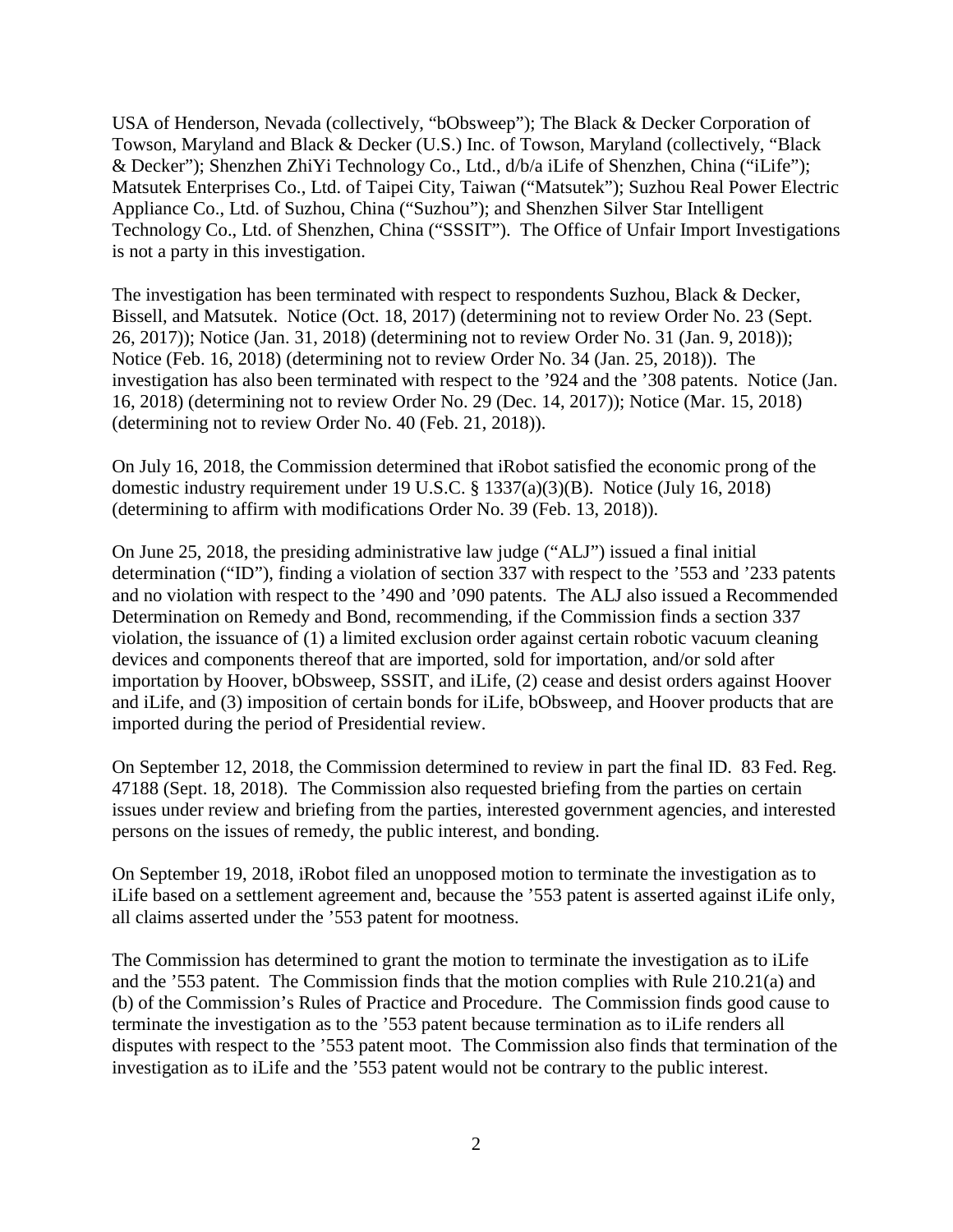USA of Henderson, Nevada (collectively, "bObsweep"); The Black & Decker Corporation of Towson, Maryland and Black & Decker (U.S.) Inc. of Towson, Maryland (collectively, "Black & Decker"); Shenzhen ZhiYi Technology Co., Ltd., d/b/a iLife of Shenzhen, China ("iLife"); Matsutek Enterprises Co., Ltd. of Taipei City, Taiwan ("Matsutek"); Suzhou Real Power Electric Appliance Co., Ltd. of Suzhou, China ("Suzhou"); and Shenzhen Silver Star Intelligent Technology Co., Ltd. of Shenzhen, China ("SSSIT"). The Office of Unfair Import Investigations is not a party in this investigation.

The investigation has been terminated with respect to respondents Suzhou, Black & Decker, Bissell, and Matsutek. Notice (Oct. 18, 2017) (determining not to review Order No. 23 (Sept. 26, 2017)); Notice (Jan. 31, 2018) (determining not to review Order No. 31 (Jan. 9, 2018)); Notice (Feb. 16, 2018) (determining not to review Order No. 34 (Jan. 25, 2018)). The investigation has also been terminated with respect to the '924 and the '308 patents. Notice (Jan. 16, 2018) (determining not to review Order No. 29 (Dec. 14, 2017)); Notice (Mar. 15, 2018) (determining not to review Order No. 40 (Feb. 21, 2018)).

On July 16, 2018, the Commission determined that iRobot satisfied the economic prong of the domestic industry requirement under 19 U.S.C. § 1337(a)(3)(B). Notice (July 16, 2018) (determining to affirm with modifications Order No. 39 (Feb. 13, 2018)).

On June 25, 2018, the presiding administrative law judge ("ALJ") issued a final initial determination ("ID"), finding a violation of section 337 with respect to the '553 and '233 patents and no violation with respect to the '490 and '090 patents. The ALJ also issued a Recommended Determination on Remedy and Bond, recommending, if the Commission finds a section 337 violation, the issuance of (1) a limited exclusion order against certain robotic vacuum cleaning devices and components thereof that are imported, sold for importation, and/or sold after importation by Hoover, bObsweep, SSSIT, and iLife, (2) cease and desist orders against Hoover and iLife, and (3) imposition of certain bonds for iLife, bObsweep, and Hoover products that are imported during the period of Presidential review.

On September 12, 2018, the Commission determined to review in part the final ID. 83 Fed. Reg. 47188 (Sept. 18, 2018). The Commission also requested briefing from the parties on certain issues under review and briefing from the parties, interested government agencies, and interested persons on the issues of remedy, the public interest, and bonding.

On September 19, 2018, iRobot filed an unopposed motion to terminate the investigation as to iLife based on a settlement agreement and, because the '553 patent is asserted against iLife only, all claims asserted under the '553 patent for mootness.

The Commission has determined to grant the motion to terminate the investigation as to iLife and the '553 patent. The Commission finds that the motion complies with Rule 210.21(a) and (b) of the Commission's Rules of Practice and Procedure. The Commission finds good cause to terminate the investigation as to the '553 patent because termination as to iLife renders all disputes with respect to the '553 patent moot. The Commission also finds that termination of the investigation as to iLife and the '553 patent would not be contrary to the public interest.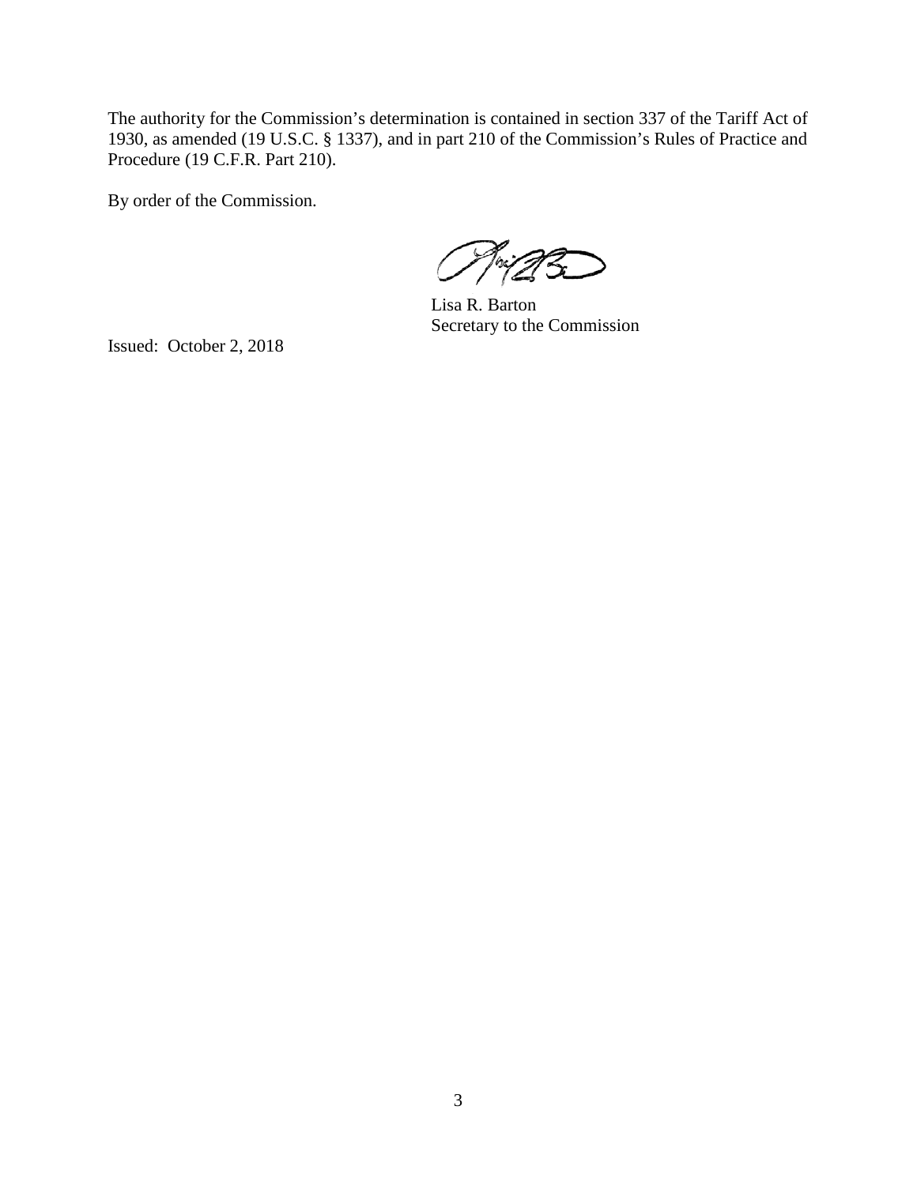The authority for the Commission's determination is contained in section 337 of the Tariff Act of 1930, as amended (19 U.S.C. § 1337), and in part 210 of the Commission's Rules of Practice and Procedure (19 C.F.R. Part 210).

By order of the Commission.

Lisa R. Barton
Secretary to the Commission

Issued: October 2, 2018